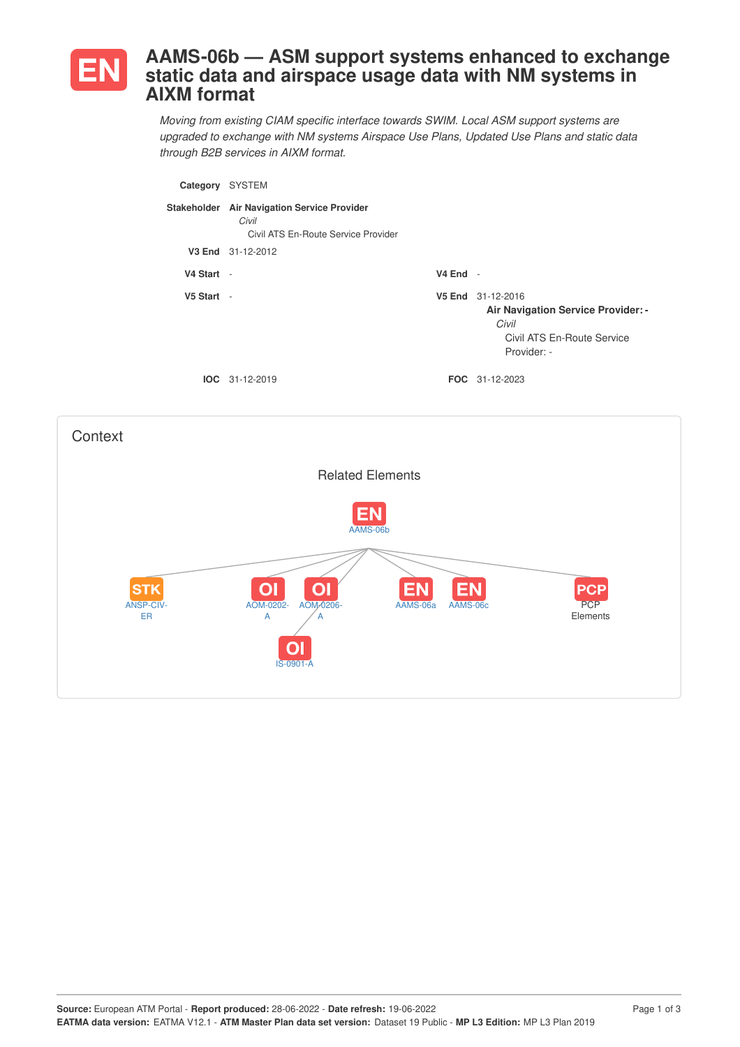# EN AAMS-06b — ASM support systems enhanced to exchange static data and airspace usage data with NM systems in AIXM format

*Moving from existing CIAM specific interface towards SWIM. Local ASM support systems are upgraded to exchange with NM systems Airspace Use Plans, Updated Use Plans and static data through B2B services in AIXM format.*

**Category** SYSTEM

**Stakeholder** **Air Navigation Service Provider**
*Civil*
Civil ATS En-Route Service Provider

**V3 End** 31-12-2012

**V4 Start** -

**V4 End** -

**V5 Start** -

**V5 End** 31-12-2016
**Air Navigation Service Provider: -**
*Civil*
Civil ATS En-Route Service Provider: -

**IOC** 31-12-2019

**FOC** 31-12-2023

## Context

### Related Elements

- EN AAMS-06b
  - STK ANSP-CIV-ER
  - OI AOM-0202-A
  - OI AOM-0206-A
    - OI IS-0901-A
  - EN AAMS-06a
  - EN AAMS-06c
  - PCP PCP Elements

**Source:** European ATM Portal - **Report produced:** 28-06-2022 - **Date refresh:** 19-06-2022
**EATMA data version:** EATMA V12.1 - **ATM Master Plan data set version:** Dataset 19 Public - **MP L3 Edition:** MP L3 Plan 2019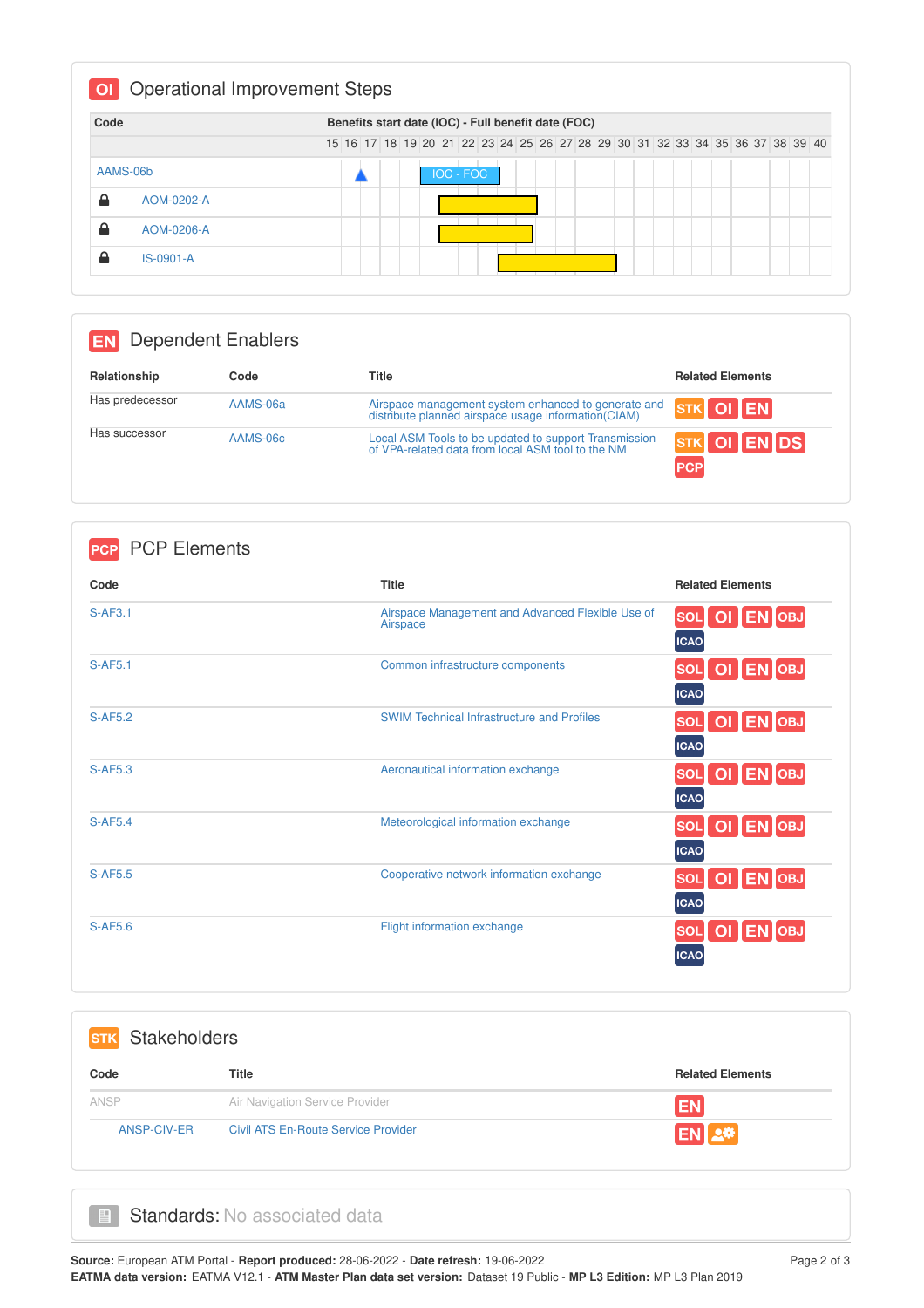## OI Operational Improvement Steps

| Code | Benefits start date (IOC) - Full benefit date (FOC) |
|---|---|
| AAMS-06b | IOC - FOC |
| AOM-0202-A | |
| AOM-0206-A | |
| IS-0901-A | |

## EN Dependent Enablers

| Relationship | Code | Title | Related Elements |
|---|---|---|---|
| Has predecessor | AAMS-06a | Airspace management system enhanced to generate and distribute planned airspace usage information(CIAM) | STK OI EN |
| Has successor | AAMS-06c | Local ASM Tools to be updated to support Transmission of VPA-related data from local ASM tool to the NM | STK OI EN DS PCP |

## PCP PCP Elements

| Code | Title | Related Elements |
|---|---|---|
| S-AF3.1 | Airspace Management and Advanced Flexible Use of Airspace | SOL OI EN OBJ ICAO |
| S-AF5.1 | Common infrastructure components | SOL OI EN OBJ ICAO |
| S-AF5.2 | SWIM Technical Infrastructure and Profiles | SOL OI EN OBJ ICAO |
| S-AF5.3 | Aeronautical information exchange | SOL OI EN OBJ ICAO |
| S-AF5.4 | Meteorological information exchange | SOL OI EN OBJ ICAO |
| S-AF5.5 | Cooperative network information exchange | SOL OI EN OBJ ICAO |
| S-AF5.6 | Flight information exchange | SOL OI EN OBJ ICAO |

## STK Stakeholders

| Code | Title | Related Elements |
|---|---|---|
| ANSP | Air Navigation Service Provider | EN |
| ANSP-CIV-ER | Civil ATS En-Route Service Provider | EN |

## Standards: No associated data

**Source:** European ATM Portal - **Report produced:** 28-06-2022 - **Date refresh:** 19-06-2022
**EATMA data version:** EATMA V12.1 - **ATM Master Plan data set version:** Dataset 19 Public - **MP L3 Edition:** MP L3 Plan 2019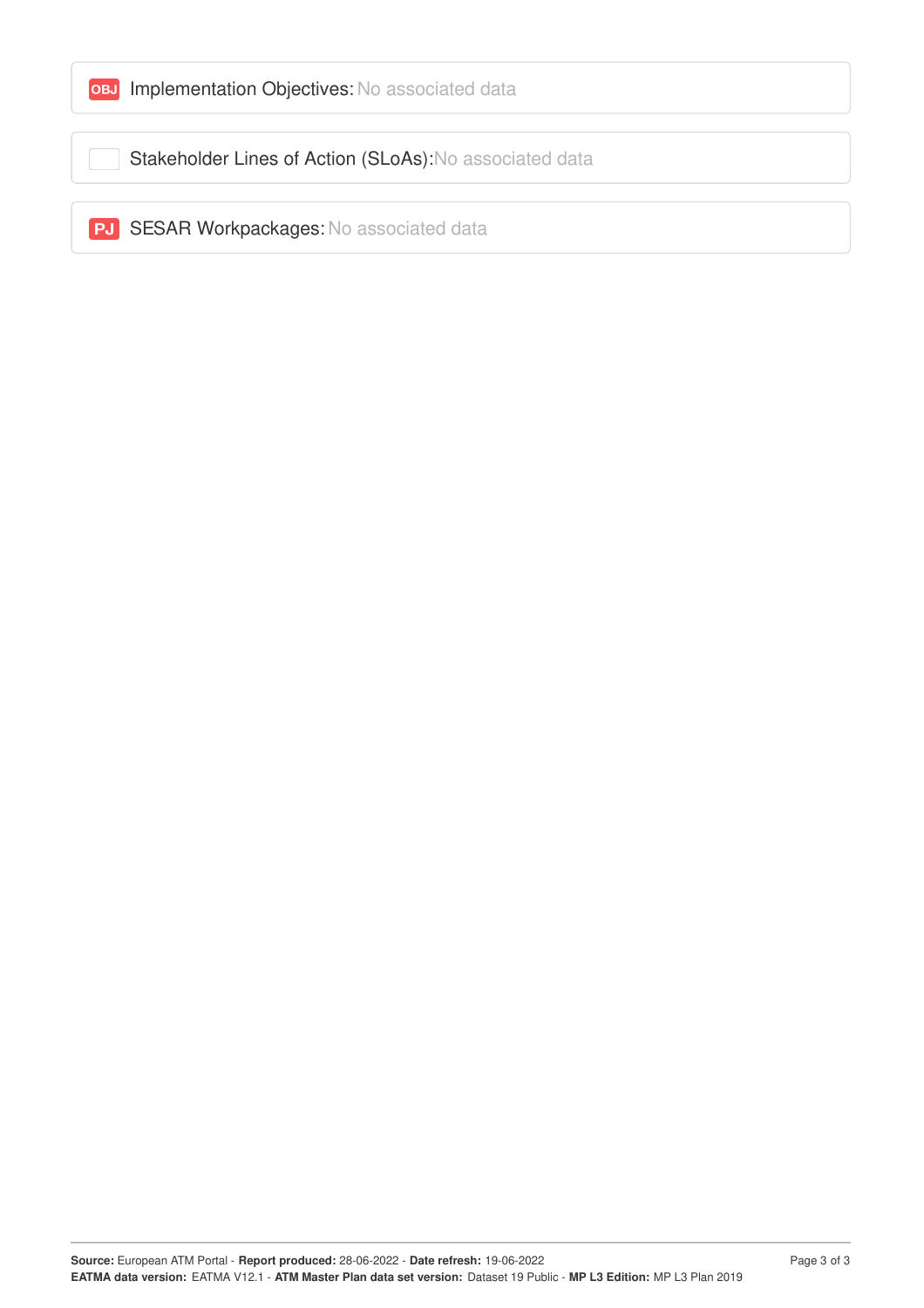**OBJ** Implementation Objectives: No associated data

Stakeholder Lines of Action (SLoAs): No associated data

**PJ** SESAR Workpackages: No associated data

**Source:** European ATM Portal - **Report produced:** 28-06-2022 - **Date refresh:** 19-06-2022
**EATMA data version:** EATMA V12.1 - **ATM Master Plan data set version:** Dataset 19 Public - **MP L3 Edition:** MP L3 Plan 2019